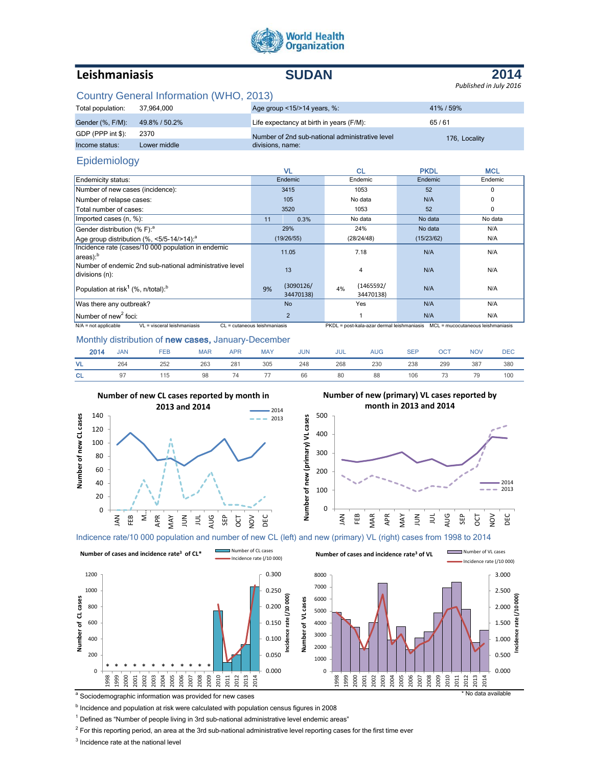World Health Organization

# Leishmaniasis — SUDAN — 2014

*Published in July 2016*

## Country General Information (WHO, 2013)

| | | | |
|---|---|---|---|
| Total population: | 37,964,000 | Age group <15/>14 years, %: | 41% / 59% |
| Gender (%, F/M): | 49.8% / 50.2% | Life expectancy at birth in years (F/M): | 65 / 61 |
| GDP (PPP int $): | 2370 | Number of 2nd sub-national administrative level divisions, name: | 176, Locality |
| Income status: | Lower middle | | |

## Epidemiology

| | VL | | CL | | PKDL | MCL |
|---|---|---|---|---|---|---|
| Endemicity status: | Endemic | | Endemic | | Endemic | Endemic |
| Number of new cases (incidence): | 3415 | | 1053 | | 52 | 0 |
| Number of relapse cases: | 105 | | No data | | N/A | 0 |
| Total number of cases: | 3520 | | 1053 | | 52 | 0 |
| Imported cases (n, %): | 11 | 0.3% | No data | | No data | No data |
| Gender distribution (% F):[a] | 29% | | 24% | | No data | N/A |
| Age group distribution (%, <5/5-14/>14):[a] | (19/26/55) | | (28/24/48) | | (15/23/62) | N/A |
| Incidence rate (cases/10 000 population in endemic areas):[b] | 11.05 | | 7.18 | | N/A | N/A |
| Number of endemic 2nd sub-national administrative level divisions (n): | 13 | | 4 | | N/A | N/A |
| Population at risk[1] (%, n/total):[b] | 9% | (3090126/ 34470138) | 4% | (1465592/ 34470138) | N/A | N/A |
| Was there any outbreak? | No | | Yes | | N/A | N/A |
| Number of new[2] foci: | 2 | | 1 | | N/A | N/A |

N/A = not applicable; VL = visceral leishmaniasis; CL = cutaneous leishmaniasis; PKDL = post-kala-azar dermal leishmaniasis; MCL = mucocutaneous leishmaniasis

## Monthly distribution of new cases, January-December

| 2014 | JAN | FEB | MAR | APR | MAY | JUN | JUL | AUG | SEP | OCT | NOV | DEC |
|---|---|---|---|---|---|---|---|---|---|---|---|---|
| VL | 264 | 252 | 263 | 281 | 305 | 248 | 268 | 230 | 238 | 299 | 387 | 380 |
| CL | 97 | 115 | 98 | 74 | 77 | 66 | 80 | 88 | 106 | 73 | 79 | 100 |

**Number of new CL cases reported by month in 2013 and 2014**

**Number of new (primary) VL cases reported by month in 2013 and 2014**

## Indicence rate/10 000 population and number of new CL (left) and new (primary) VL (right) cases from 1998 to 2014

**Number of cases and incidence rate[3] of CL***

**Number of cases and incidence rate[3] of VL**

\* No data available

[a] Sociodemographic information was provided for new cases

[b] Incidence and population at risk were calculated with population census figures in 2008

[1] Defined as "Number of people living in 3rd sub-national administrative level endemic areas"

[2] For this reporting period, an area at the 3rd sub-national administrative level reporting cases for the first time ever

[3] Incidence rate at the national level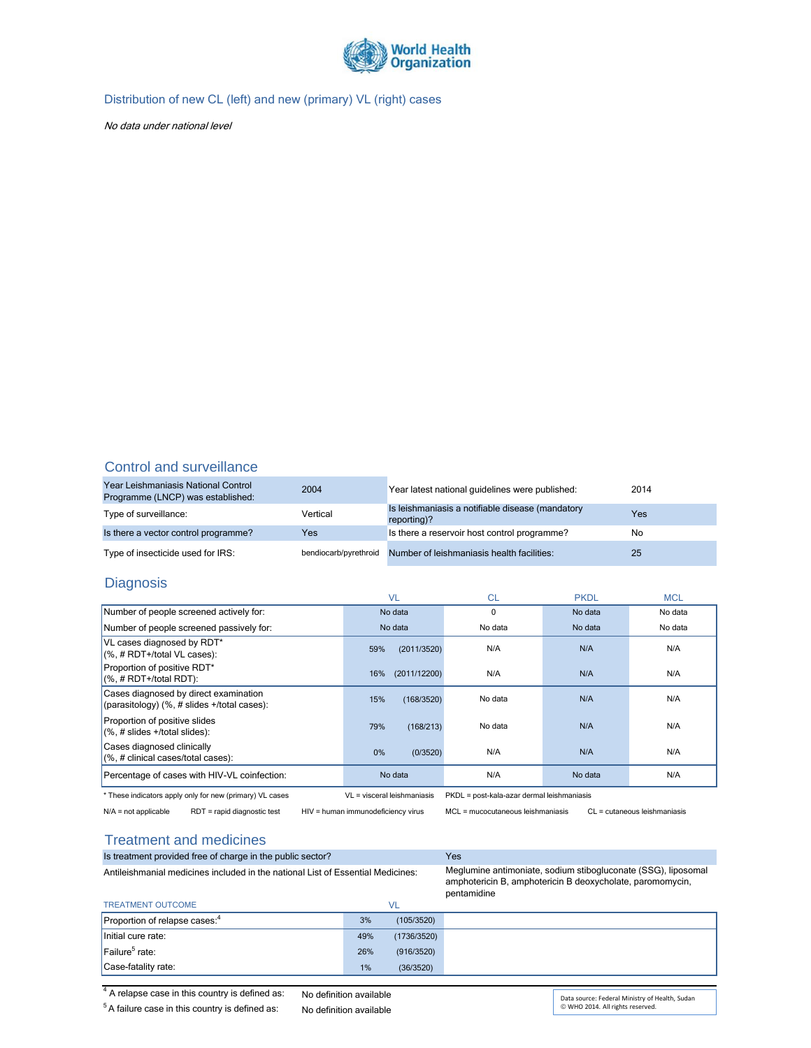## Distribution of new CL (left) and new (primary) VL (right) cases

*No data under national level*

## Control and surveillance

| | | | |
|---|---|---|---|
| Year Leishmaniasis National Control Programme (LNCP) was established: | 2004 | Year latest national guidelines were published: | 2014 |
| Type of surveillance: | Vertical | Is leishmaniasis a notifiable disease (mandatory reporting)? | Yes |
| Is there a vector control programme? | Yes | Is there a reservoir host control programme? | No |
| Type of insecticide used for IRS: | bendiocarb/pyrethroid | Number of leishmaniasis health facilities: | 25 |

## Diagnosis

| | VL | | CL | PKDL | MCL |
|---|---|---|---|---|---|
| Number of people screened actively for: | No data | | 0 | No data | No data |
| Number of people screened passively for: | No data | | No data | No data | No data |
| VL cases diagnosed by RDT* (%, # RDT+/total VL cases): | 59% | (2011/3520) | N/A | N/A | N/A |
| Proportion of positive RDT* (%, # RDT+/total RDT): | 16% | (2011/12200) | N/A | N/A | N/A |
| Cases diagnosed by direct examination (parasitology) (%, # slides +/total cases): | 15% | (168/3520) | No data | N/A | N/A |
| Proportion of positive slides (%, # slides +/total slides): | 79% | (168/213) | No data | N/A | N/A |
| Cases diagnosed clinically (%, # clinical cases/total cases): | 0% | (0/3520) | N/A | N/A | N/A |
| Percentage of cases with HIV-VL coinfection: | No data | | N/A | No data | N/A |

\* These indicators apply only for new (primary) VL cases  VL = visceral leishmaniasis  PKDL = post-kala-azar dermal leishmaniasis

N/A = not applicable  RDT = rapid diagnostic test  HIV = human immunodeficiency virus  MCL = mucocutaneous leishmaniasis  CL = cutaneous leishmaniasis

## Treatment and medicines

| | |
|---|---|
| Is treatment provided free of charge in the public sector? | Yes |
| Antileishmanial medicines included in the national List of Essential Medicines: | Meglumine antimoniate, sodium stibogluconate (SSG), liposomal amphotericin B, amphotericin B deoxycholate, paromomycin, pentamidine |

| TREATMENT OUTCOME | VL | |
|---|---|---|
| Proportion of relapse cases:[4] | 3% | (105/3520) |
| Initial cure rate: | 49% | (1736/3520) |
| Failure[5] rate: | 26% | (916/3520) |
| Case-fatality rate: | 1% | (36/3520) |

[4] A relapse case in this country is defined as: No definition available

[5] A failure case in this country is defined as: No definition available

Data source: Federal Ministry of Health, Sudan
© WHO 2014. All rights reserved.